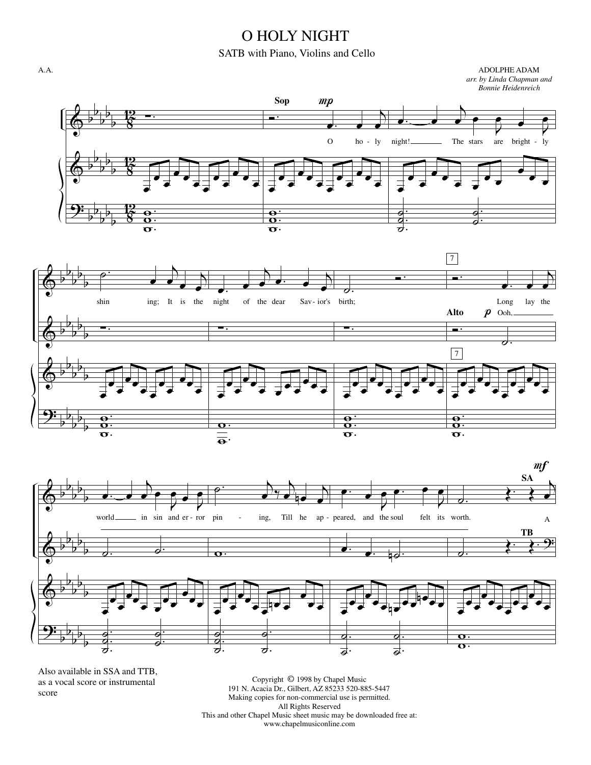# O HOLY NIGHT

SATB with Piano, Violins and Cello

A.A.

ADOLPHE ADAM

*arr. by Linda Chapman and Bonnie Heidenreich*

Also available in SSA and TTB, as a vocal score or instrumental score

Copyright © 1998 by Chapel Music
191 N. Acacia Dr., Gilbert, AZ 85233 520-885-5447
Making copies for non-commercial use is permitted.
All Rights Reserved
This and other Chapel Music sheet music may be downloaded free at:
www.chapelmusiconline.com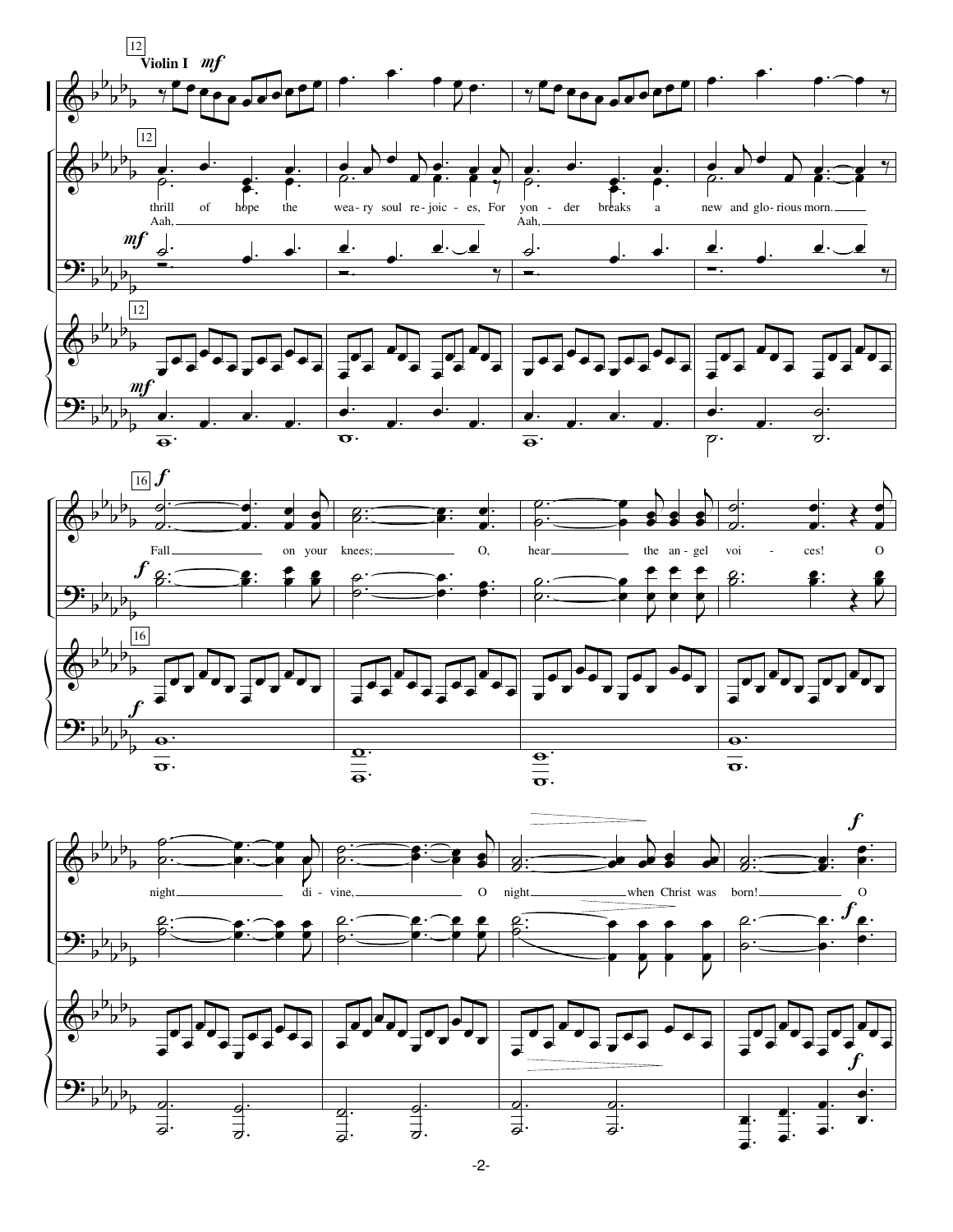Violin I

thrill of hope the wea-ry soul re-joic-es, For yon-der breaks a new and glo-rious morn.

Aah, Aah,

Fall on your knees; O, hear the an-gel voi-ces! O

night di-vine, O night when Christ was born! O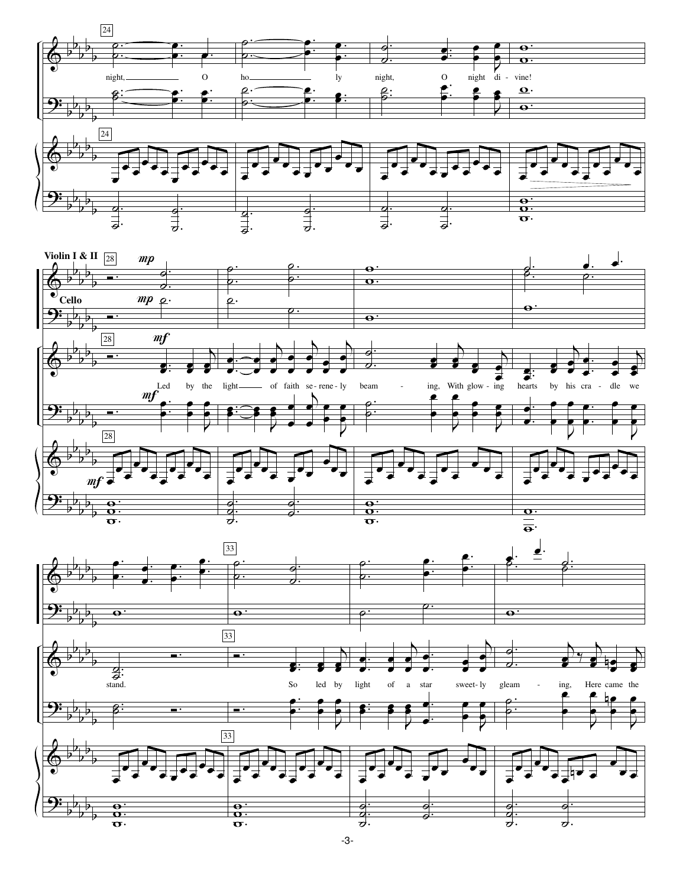24

night, O ho - ly night, O night di - vine!

**Violin I & II** 28 *mp*

**Cello** *mp*

28 *mf*

Led by the light of faith se - rene - ly beam - ing, With glow - ing hearts by his cra - dle we

33

stand. So led by light of a star sweet - ly gleam - ing, Here came the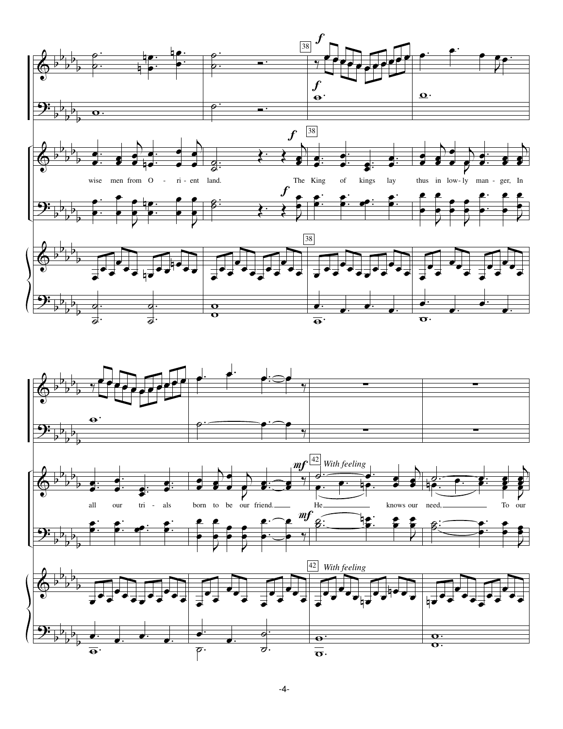38

*f*

*f*

*f*

38

wise men from O - ri - ent land. The King of kings lay thus in low - ly man - ger, In

*f*

38

all our tri - als born to be our friend. He knows our need, To our

*mf* 42 *With feeling*

*mf*

42 *With feeling*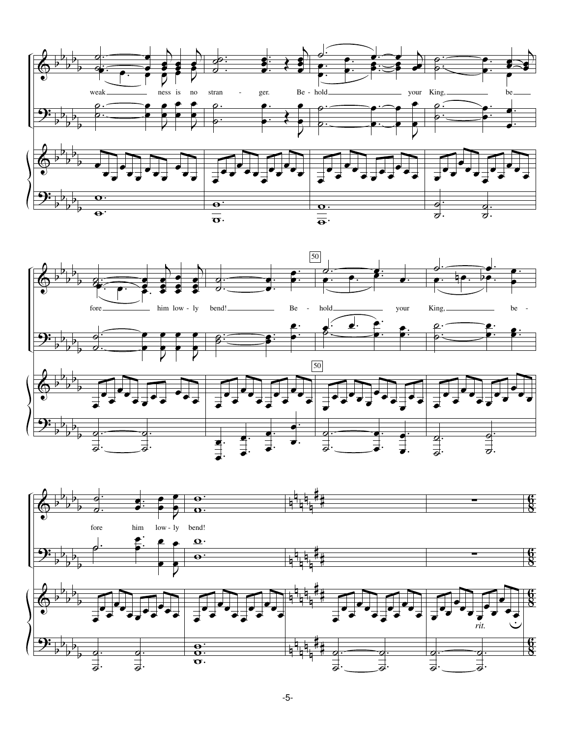weak ness is no stran - ger. Be - hold your King, be

fore him low - ly bend! Be - hold your King, be -

50

fore him low - ly bend!

*rit.*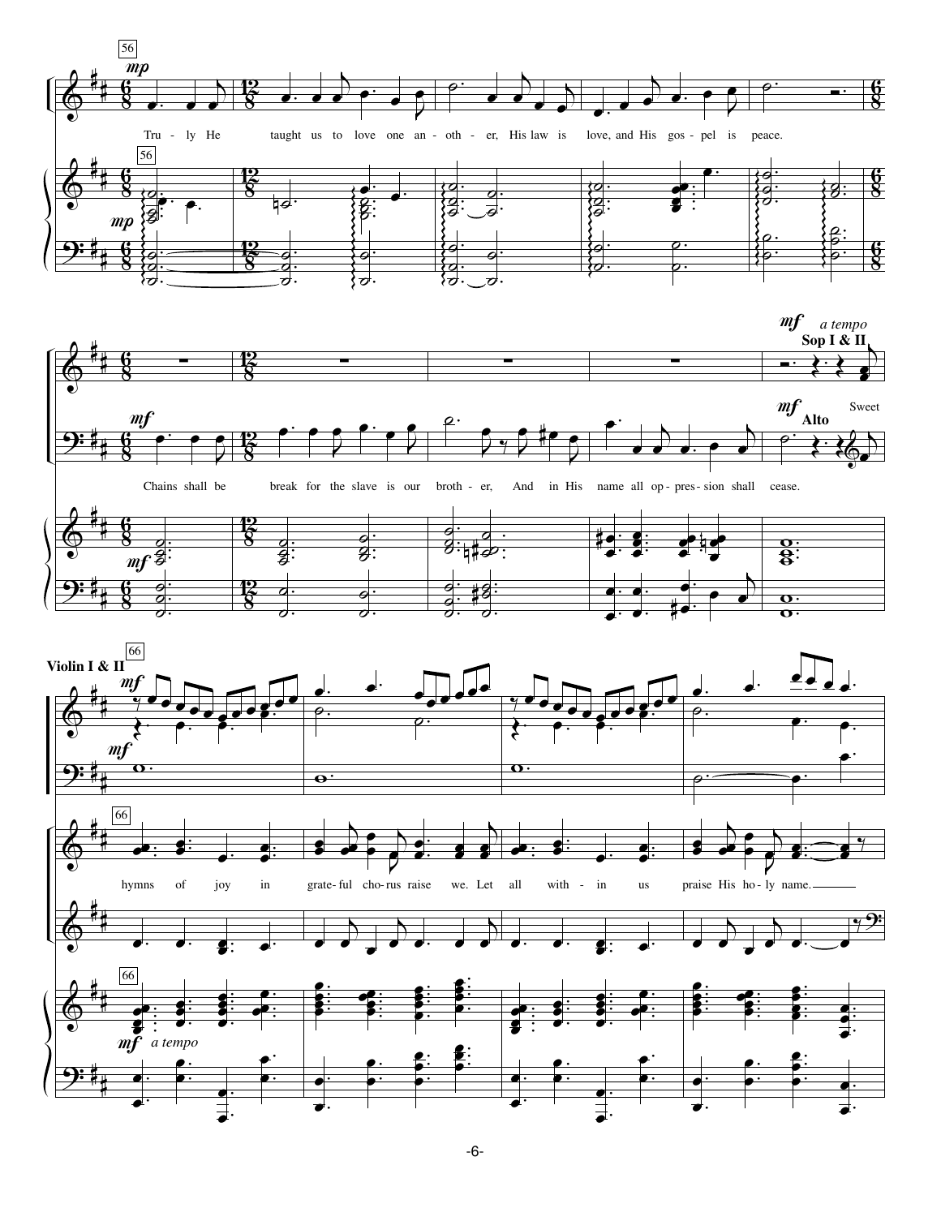56

*mp*

Tru - ly He taught us to love one an - oth - er, His law is love, and His gos - pel is peace.

*mf*

Chains shall be break for the slave is our broth - er, And in His name all op - pres - sion shall cease.

*mf* *a tempo*

**Sop I & II**

Sweet

**Alto**

66

**Violin I & II**

*mf*

hymns of joy in grate - ful cho - rus raise we. Let all with - in us praise His ho - ly name.

*mf* *a tempo*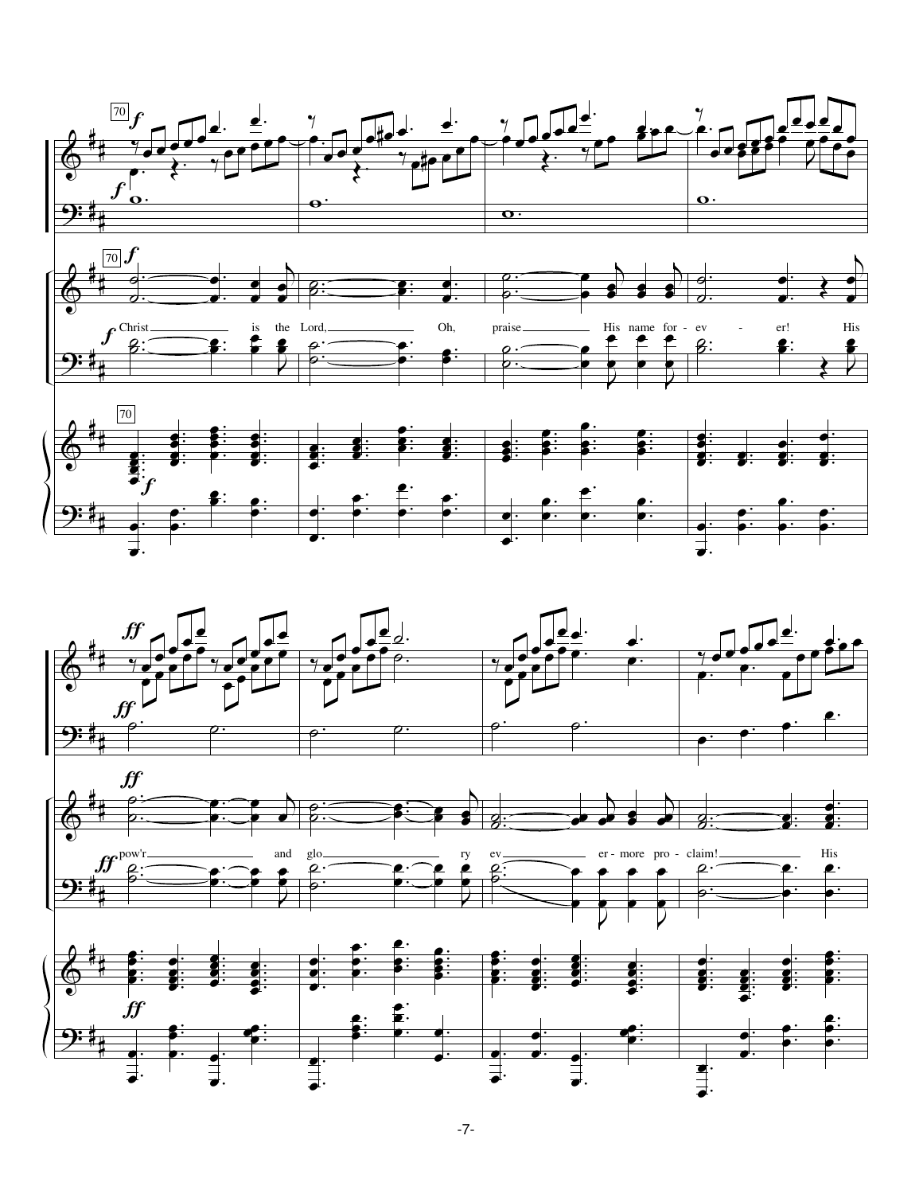Christ is the Lord, Oh, praise His name for - ev - er! His

pow'r and glo ry ev er - more pro - claim! His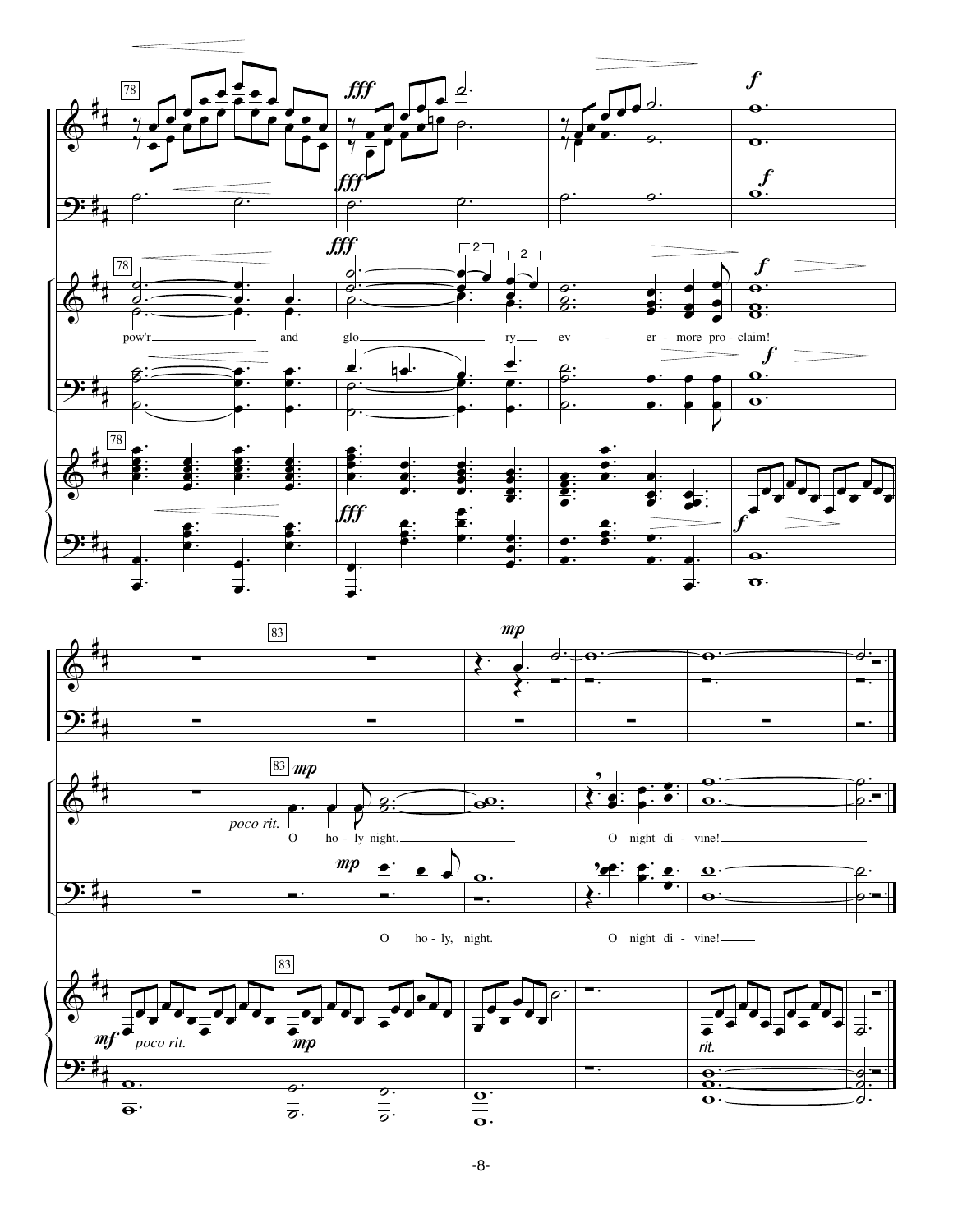78

pow'r and glo ry ev - er - more pro - claim!

83

*poco rit.*

O ho - ly night. O night di - vine!

O ho - ly, night. O night di - vine!

*poco rit.*

*rit.*